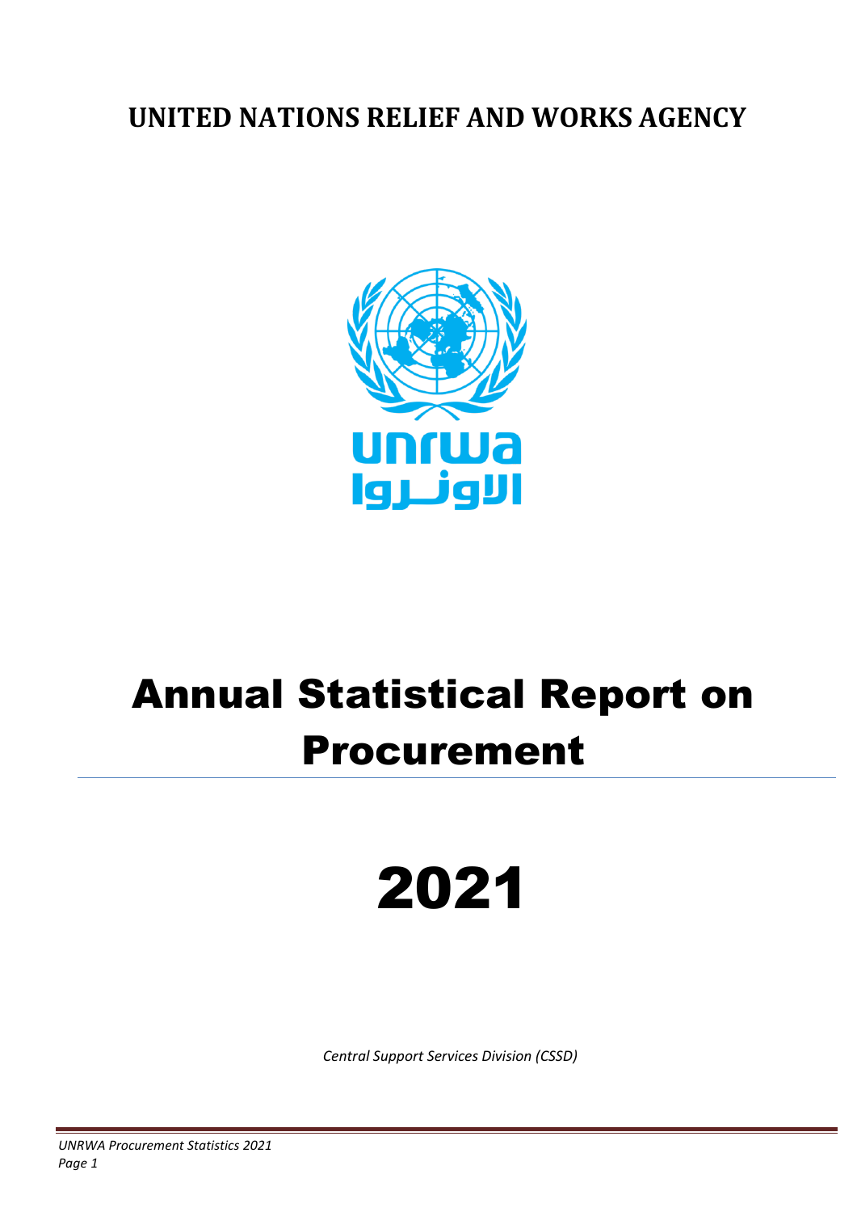**UNITED NATIONS RELIEF AND WORKS AGENCY**

# Annual Statistical Report on Procurement

# 2021

*Central Support Services Division (CSSD)*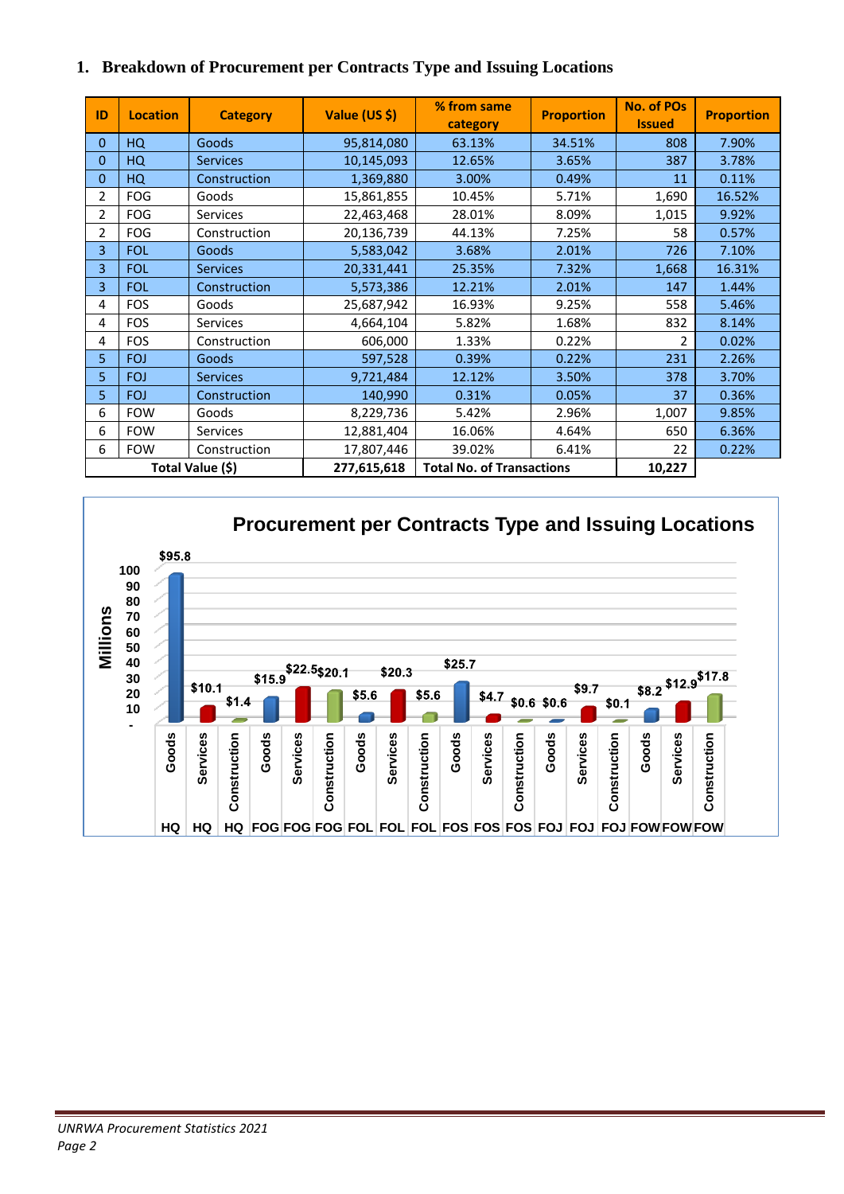## 1. Breakdown of Procurement per Contracts Type and Issuing Locations

| ID | Location | Category | Value (US $) | % from same category | Proportion | No. of POs Issued | Proportion |
|---|---|---|---|---|---|---|---|
| 0 | HQ | Goods | 95,814,080 | 63.13% | 34.51% | 808 | 7.90% |
| 0 | HQ | Services | 10,145,093 | 12.65% | 3.65% | 387 | 3.78% |
| 0 | HQ | Construction | 1,369,880 | 3.00% | 0.49% | 11 | 0.11% |
| 2 | FOG | Goods | 15,861,855 | 10.45% | 5.71% | 1,690 | 16.52% |
| 2 | FOG | Services | 22,463,468 | 28.01% | 8.09% | 1,015 | 9.92% |
| 2 | FOG | Construction | 20,136,739 | 44.13% | 7.25% | 58 | 0.57% |
| 3 | FOL | Goods | 5,583,042 | 3.68% | 2.01% | 726 | 7.10% |
| 3 | FOL | Services | 20,331,441 | 25.35% | 7.32% | 1,668 | 16.31% |
| 3 | FOL | Construction | 5,573,386 | 12.21% | 2.01% | 147 | 1.44% |
| 4 | FOS | Goods | 25,687,942 | 16.93% | 9.25% | 558 | 5.46% |
| 4 | FOS | Services | 4,664,104 | 5.82% | 1.68% | 832 | 8.14% |
| 4 | FOS | Construction | 606,000 | 1.33% | 0.22% | 2 | 0.02% |
| 5 | FOJ | Goods | 597,528 | 0.39% | 0.22% | 231 | 2.26% |
| 5 | FOJ | Services | 9,721,484 | 12.12% | 3.50% | 378 | 3.70% |
| 5 | FOJ | Construction | 140,990 | 0.31% | 0.05% | 37 | 0.36% |
| 6 | FOW | Goods | 8,229,736 | 5.42% | 2.96% | 1,007 | 9.85% |
| 6 | FOW | Services | 12,881,404 | 16.06% | 4.64% | 650 | 6.36% |
| 6 | FOW | Construction | 17,807,446 | 39.02% | 6.41% | 22 | 0.22% |
| **Total Value ($)** | | | **277,615,618** | **Total No. of Transactions** | | **10,227** | |

**Procurement per Contracts Type and Issuing Locations**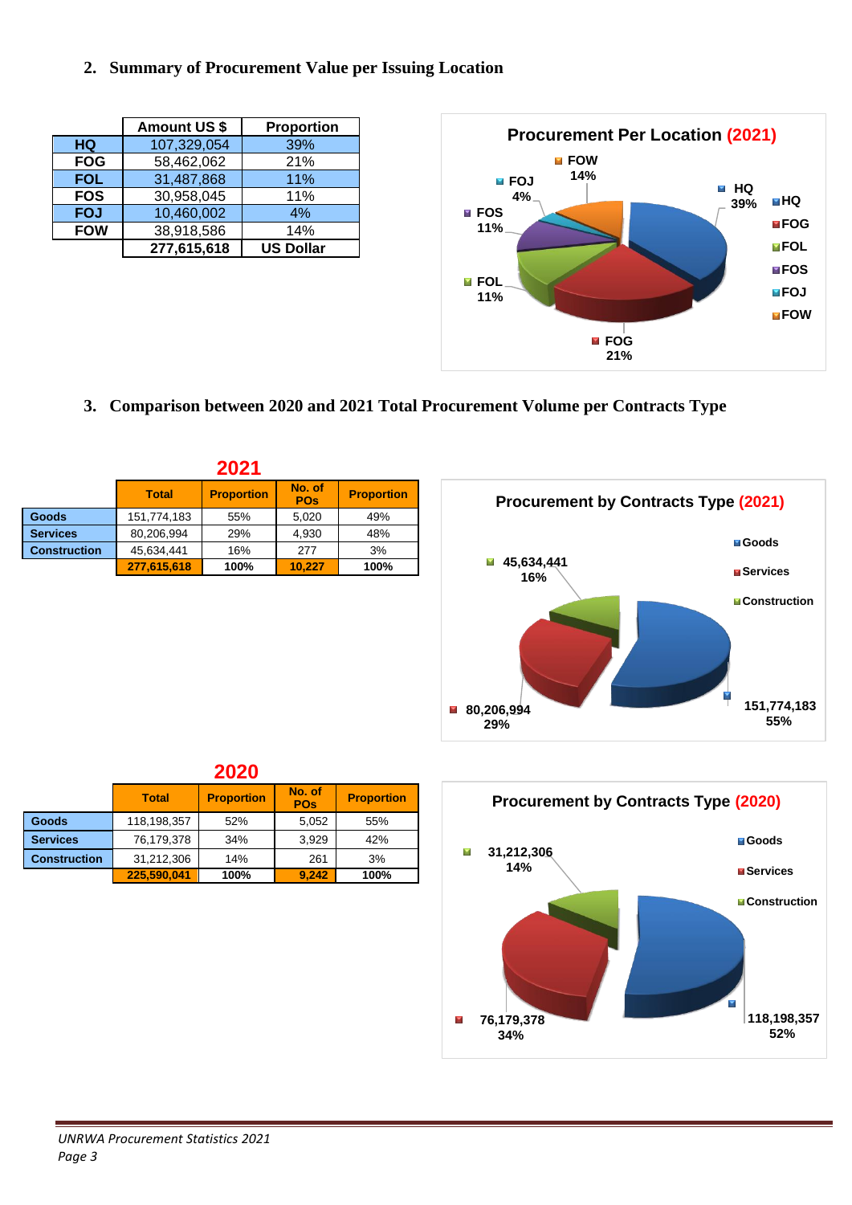## 2. Summary of Procurement Value per Issuing Location

| | Amount US $ | Proportion |
|---|---|---|
| HQ | 107,329,054 | 39% |
| FOG | 58,462,062 | 21% |
| FOL | 31,487,868 | 11% |
| FOS | 30,958,045 | 11% |
| FOJ | 10,460,002 | 4% |
| FOW | 38,918,586 | 14% |
| | 277,615,618 | US Dollar |

**Procurement Per Location (2021)**

| Location | Proportion |
|---|---|
| HQ | 39% |
| FOG | 21% |
| FOL | 11% |
| FOS | 11% |
| FOJ | 4% |
| FOW | 14% |

## 3. Comparison between 2020 and 2021 Total Procurement Volume per Contracts Type

**2021**

| | Total | Proportion | No. of POs | Proportion |
|---|---|---|---|---|
| Goods | 151,774,183 | 55% | 5,020 | 49% |
| Services | 80,206,994 | 29% | 4,930 | 48% |
| Construction | 45,634,441 | 16% | 277 | 3% |
| | 277,615,618 | 100% | 10,227 | 100% |

**Procurement by Contracts Type (2021)**

| Contract Type | Value | Proportion |
|---|---|---|
| Goods | 151,774,183 | 55% |
| Services | 80,206,994 | 29% |
| Construction | 45,634,441 | 16% |

**2020**

| | Total | Proportion | No. of POs | Proportion |
|---|---|---|---|---|
| Goods | 118,198,357 | 52% | 5,052 | 55% |
| Services | 76,179,378 | 34% | 3,929 | 42% |
| Construction | 31,212,306 | 14% | 261 | 3% |
| | 225,590,041 | 100% | 9,242 | 100% |

**Procurement by Contracts Type (2020)**

| Contract Type | Value | Proportion |
|---|---|---|
| Goods | 118,198,357 | 52% |
| Services | 76,179,378 | 34% |
| Construction | 31,212,306 | 14% |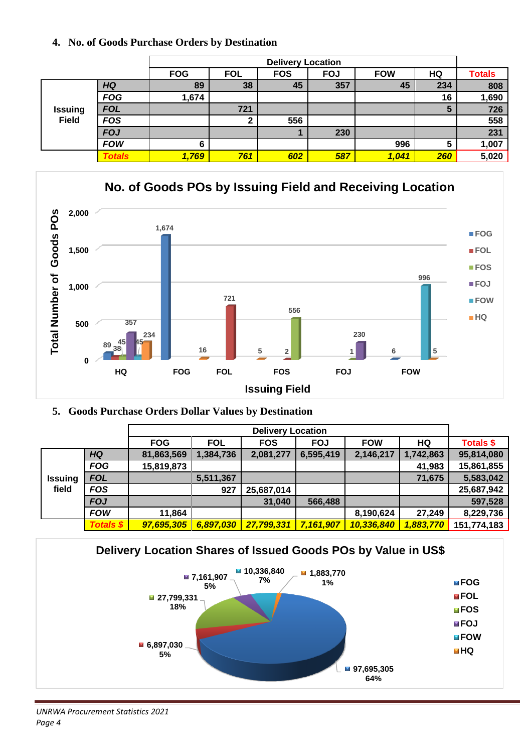## 4. No. of Goods Purchase Orders by Destination

| | | Delivery Location | | | | | | |
|---|---|---|---|---|---|---|---|---|
| | | FOG | FOL | FOS | FOJ | FOW | HQ | Totals |
| Issuing Field | *HQ* | 89 | 38 | 45 | 357 | 45 | 234 | 808 |
| | *FOG* | 1,674 | | | | | 16 | 1,690 |
| | *FOL* | | 721 | | | | 5 | 726 |
| | *FOS* | | 2 | 556 | | | | 558 |
| | *FOJ* | | | 1 | 230 | | | 231 |
| | *FOW* | 6 | | | | 996 | 5 | 1,007 |
| | *Totals* | *1,769* | *761* | *602* | *587* | *1,041* | *260* | 5,020 |

**No. of Goods POs by Issuing Field and Receiving Location**

## 5. Goods Purchase Orders Dollar Values by Destination

| | | Delivery Location | | | | | | |
|---|---|---|---|---|---|---|---|---|
| | | FOG | FOL | FOS | FOJ | FOW | HQ | Totals $ |
| Issuing field | *HQ* | 81,863,569 | 1,384,736 | 2,081,277 | 6,595,419 | 2,146,217 | 1,742,863 | 95,814,080 |
| | *FOG* | 15,819,873 | | | | | 41,983 | 15,861,855 |
| | *FOL* | | 5,511,367 | | | | 71,675 | 5,583,042 |
| | *FOS* | | 927 | 25,687,014 | | | | 25,687,942 |
| | *FOJ* | | | 31,040 | 566,488 | | | 597,528 |
| | *FOW* | 11,864 | | | | 8,190,624 | 27,249 | 8,229,736 |
| | *Totals $* | *97,695,305* | *6,897,030* | *27,799,331* | *7,161,907* | *10,336,840* | *1,883,770* | 151,774,183 |

**Delivery Location Shares of Issued Goods POs by Value in US$**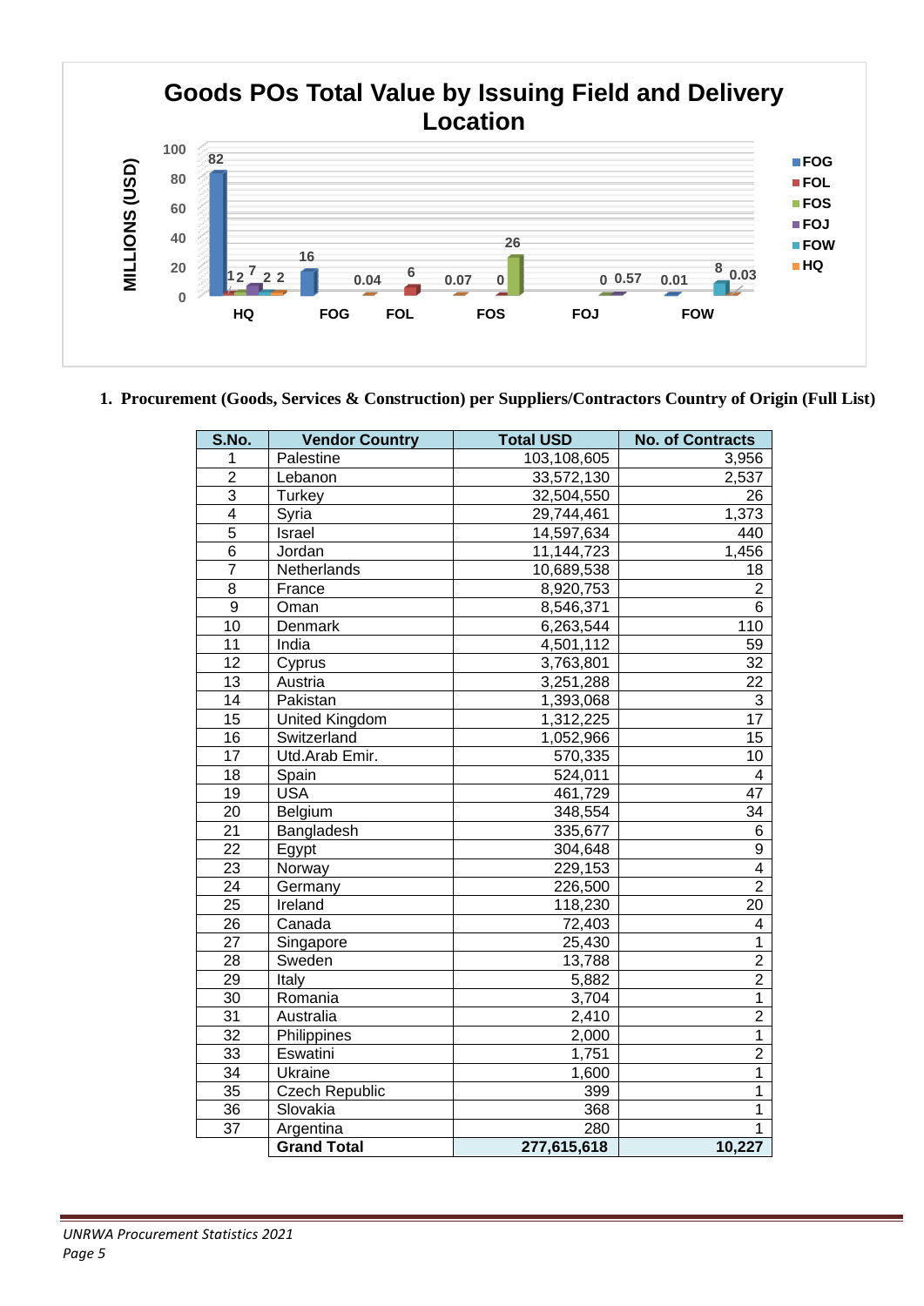**Goods POs Total Value by Issuing Field and Delivery Location**

| Delivery Location | FOG | FOL | FOS | FOJ | FOW | HQ |
|---|---|---|---|---|---|---|
| HQ | 82 | 1 | 2 | 7 | 2 | 2 |
| FOG | 16 | | | | | 0.04 |
| FOL | | 6 | | | | 0.07 |
| FOS | | 0 | 26 | | | |
| FOJ | | | 0 | 0.57 | | |
| FOW | 0.01 | | | | 8 | 0.03 |

MILLIONS (USD)

1. **Procurement (Goods, Services & Construction) per Suppliers/Contractors Country of Origin (Full List)**

| S.No. | Vendor Country | Total USD | No. of Contracts |
|---|---|---|---|
| 1 | Palestine | 103,108,605 | 3,956 |
| 2 | Lebanon | 33,572,130 | 2,537 |
| 3 | Turkey | 32,504,550 | 26 |
| 4 | Syria | 29,744,461 | 1,373 |
| 5 | Israel | 14,597,634 | 440 |
| 6 | Jordan | 11,144,723 | 1,456 |
| 7 | Netherlands | 10,689,538 | 18 |
| 8 | France | 8,920,753 | 2 |
| 9 | Oman | 8,546,371 | 6 |
| 10 | Denmark | 6,263,544 | 110 |
| 11 | India | 4,501,112 | 59 |
| 12 | Cyprus | 3,763,801 | 32 |
| 13 | Austria | 3,251,288 | 22 |
| 14 | Pakistan | 1,393,068 | 3 |
| 15 | United Kingdom | 1,312,225 | 17 |
| 16 | Switzerland | 1,052,966 | 15 |
| 17 | Utd.Arab Emir. | 570,335 | 10 |
| 18 | Spain | 524,011 | 4 |
| 19 | USA | 461,729 | 47 |
| 20 | Belgium | 348,554 | 34 |
| 21 | Bangladesh | 335,677 | 6 |
| 22 | Egypt | 304,648 | 9 |
| 23 | Norway | 229,153 | 4 |
| 24 | Germany | 226,500 | 2 |
| 25 | Ireland | 118,230 | 20 |
| 26 | Canada | 72,403 | 4 |
| 27 | Singapore | 25,430 | 1 |
| 28 | Sweden | 13,788 | 2 |
| 29 | Italy | 5,882 | 2 |
| 30 | Romania | 3,704 | 1 |
| 31 | Australia | 2,410 | 2 |
| 32 | Philippines | 2,000 | 1 |
| 33 | Eswatini | 1,751 | 2 |
| 34 | Ukraine | 1,600 | 1 |
| 35 | Czech Republic | 399 | 1 |
| 36 | Slovakia | 368 | 1 |
| 37 | Argentina | 280 | 1 |
| | **Grand Total** | **277,615,618** | **10,227** |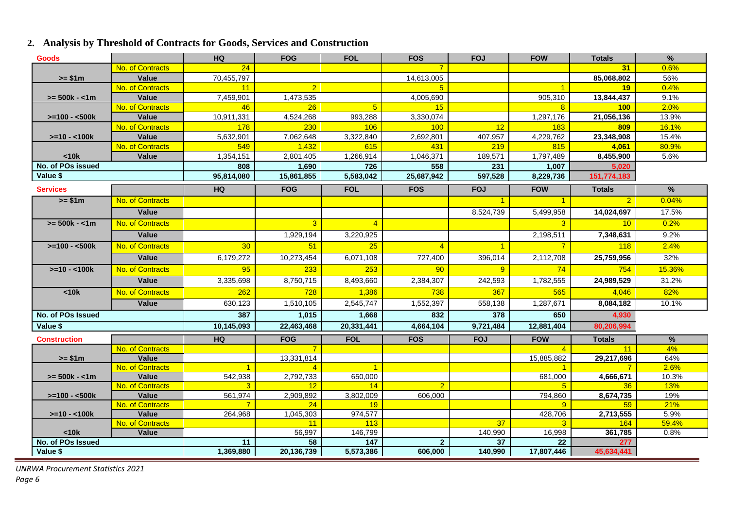## 2. Analysis by Threshold of Contracts for Goods, Services and Construction

| Goods | | HQ | FOG | FOL | FOS | FOJ | FOW | Totals | % |
|---|---|---|---|---|---|---|---|---|---|
| >= $1m | No. of Contracts | 24 | | | 7 | | | 31 | 0.6% |
| | Value | 70,455,797 | | | 14,613,005 | | | 85,068,802 | 56% |
| >= 500k - <1m | No. of Contracts | 11 | 2 | | 5 | | 1 | 19 | 0.4% |
| | Value | 7,459,901 | 1,473,535 | | 4,005,690 | | 905,310 | 13,844,437 | 9.1% |
| >=100 - <500k | No. of Contracts | 46 | 26 | 5 | 15 | | 8 | 100 | 2.0% |
| | Value | 10,911,331 | 4,524,268 | 993,288 | 3,330,074 | | 1,297,176 | 21,056,136 | 13.9% |
| >=10 - <100k | No. of Contracts | 178 | 230 | 106 | 100 | 12 | 183 | 809 | 16.1% |
| | Value | 5,632,901 | 7,062,648 | 3,322,840 | 2,692,801 | 407,957 | 4,229,762 | 23,348,908 | 15.4% |
| <10k | No. of Contracts | 549 | 1,432 | 615 | 431 | 219 | 815 | 4,061 | 80.9% |
| | Value | 1,354,151 | 2,801,405 | 1,266,914 | 1,046,371 | 189,571 | 1,797,489 | 8,455,900 | 5.6% |
| No. of POs issued | | 808 | 1,690 | 726 | 558 | 231 | 1,007 | 5,020 | |
| Value $ | | 95,814,080 | 15,861,855 | 5,583,042 | 25,687,942 | 597,528 | 8,229,736 | 151,774,183 | |

| Services | | HQ | FOG | FOL | FOS | FOJ | FOW | Totals | % |
|---|---|---|---|---|---|---|---|---|---|
| >= $1m | No. of Contracts | | | | | 1 | 1 | 2 | 0.04% |
| | Value | | | | | 8,524,739 | 5,499,958 | 14,024,697 | 17.5% |
| >= 500k - <1m | No. of Contracts | | 3 | 4 | | | 3 | 10 | 0.2% |
| | Value | | 1,929,194 | 3,220,925 | | | 2,198,511 | 7,348,631 | 9.2% |
| >=100 - <500k | No. of Contracts | 30 | 51 | 25 | 4 | 1 | 7 | 118 | 2.4% |
| | Value | 6,179,272 | 10,273,454 | 6,071,108 | 727,400 | 396,014 | 2,112,708 | 25,759,956 | 32% |
| >=10 - <100k | No. of Contracts | 95 | 233 | 253 | 90 | 9 | 74 | 754 | 15.36% |
| | Value | 3,335,698 | 8,750,715 | 8,493,660 | 2,384,307 | 242,593 | 1,782,555 | 24,989,529 | 31.2% |
| <10k | No. of Contracts | 262 | 728 | 1,386 | 738 | 367 | 565 | 4,046 | 82% |
| | Value | 630,123 | 1,510,105 | 2,545,747 | 1,552,397 | 558,138 | 1,287,671 | 8,084,182 | 10.1% |
| No. of POs Issued | | 387 | 1,015 | 1,668 | 832 | 378 | 650 | 4,930 | |
| Value $ | | 10,145,093 | 22,463,468 | 20,331,441 | 4,664,104 | 9,721,484 | 12,881,404 | 80,206,994 | |

| Construction | | HQ | FOG | FOL | FOS | FOJ | FOW | Totals | % |
|---|---|---|---|---|---|---|---|---|---|
| >= $1m | No. of Contracts | | 7 | | | | 4 | 11 | 4% |
| | Value | | 13,331,814 | | | | 15,885,882 | 29,217,696 | 64% |
| >= 500k - <1m | No. of Contracts | 1 | 4 | 1 | | | 1 | 7 | 2.6% |
| | Value | 542,938 | 2,792,733 | 650,000 | | | 681,000 | 4,666,671 | 10.3% |
| >=100 - <500k | No. of Contracts | 3 | 12 | 14 | 2 | | 5 | 36 | 13% |
| | Value | 561,974 | 2,909,892 | 3,802,009 | 606,000 | | 794,860 | 8,674,735 | 19% |
| >=10 - <100k | No. of Contracts | 7 | 24 | 19 | | | 9 | 59 | 21% |
| | Value | 264,968 | 1,045,303 | 974,577 | | | 428,706 | 2,713,555 | 5.9% |
| <10k | No. of Contracts | | 11 | 113 | | 37 | 3 | 164 | 59.4% |
| | Value | | 56,997 | 146,799 | | 140,990 | 16,998 | 361,785 | 0.8% |
| No. of POs Issued | | 11 | 58 | 147 | 2 | 37 | 22 | 277 | |
| Value $ | | 1,369,880 | 20,136,739 | 5,573,386 | 606,000 | 140,990 | 17,807,446 | 45,634,441 | |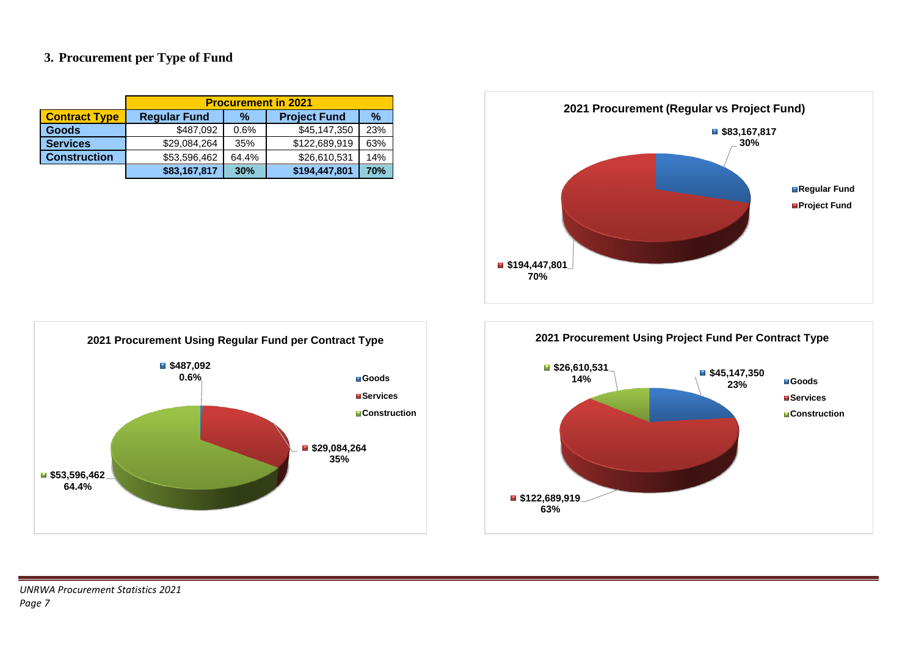### 3. Procurement per Type of Fund

| | Procurement in 2021 | | | |
|---|---|---|---|---|
| **Contract Type** | **Regular Fund** | **%** | **Project Fund** | **%** |
| **Goods** | $487,092 | 0.6% | $45,147,350 | 23% |
| **Services** | $29,084,264 | 35% | $122,689,919 | 63% |
| **Construction** | $53,596,462 | 64.4% | $26,610,531 | 14% |
| | **$83,167,817** | **30%** | **$194,447,801** | **70%** |

**2021 Procurement (Regular vs Project Fund)**

- Regular Fund: $83,167,817 (30%)
- Project Fund: $194,447,801 (70%)

**2021 Procurement Using Regular Fund per Contract Type**

- Goods: $487,092 (0.6%)
- Services: $29,084,264 (35%)
- Construction: $53,596,462 (64.4%)

**2021 Procurement Using Project Fund Per Contract Type**

- Goods: $45,147,350 (23%)
- Services: $122,689,919 (63%)
- Construction: $26,610,531 (14%)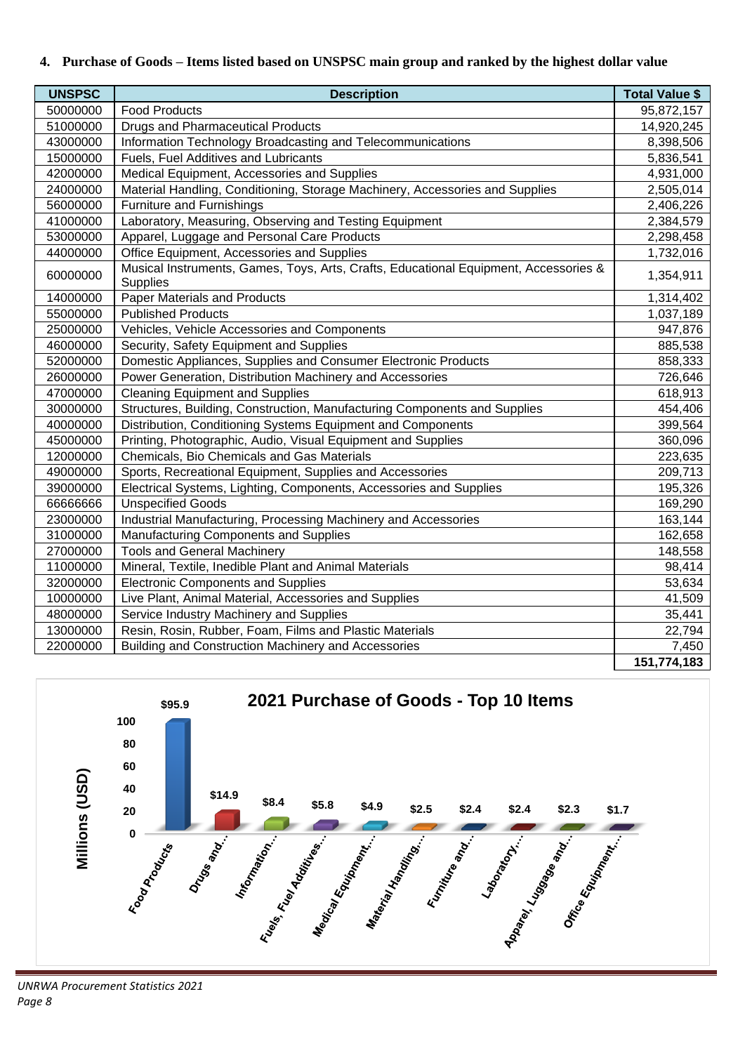## 4. Purchase of Goods – Items listed based on UNSPSC main group and ranked by the highest dollar value

| UNSPSC | Description | Total Value $ |
|---|---|---|
| 50000000 | Food Products | 95,872,157 |
| 51000000 | Drugs and Pharmaceutical Products | 14,920,245 |
| 43000000 | Information Technology Broadcasting and Telecommunications | 8,398,506 |
| 15000000 | Fuels, Fuel Additives and Lubricants | 5,836,541 |
| 42000000 | Medical Equipment, Accessories and Supplies | 4,931,000 |
| 24000000 | Material Handling, Conditioning, Storage Machinery, Accessories and Supplies | 2,505,014 |
| 56000000 | Furniture and Furnishings | 2,406,226 |
| 41000000 | Laboratory, Measuring, Observing and Testing Equipment | 2,384,579 |
| 53000000 | Apparel, Luggage and Personal Care Products | 2,298,458 |
| 44000000 | Office Equipment, Accessories and Supplies | 1,732,016 |
| 60000000 | Musical Instruments, Games, Toys, Arts, Crafts, Educational Equipment, Accessories & Supplies | 1,354,911 |
| 14000000 | Paper Materials and Products | 1,314,402 |
| 55000000 | Published Products | 1,037,189 |
| 25000000 | Vehicles, Vehicle Accessories and Components | 947,876 |
| 46000000 | Security, Safety Equipment and Supplies | 885,538 |
| 52000000 | Domestic Appliances, Supplies and Consumer Electronic Products | 858,333 |
| 26000000 | Power Generation, Distribution Machinery and Accessories | 726,646 |
| 47000000 | Cleaning Equipment and Supplies | 618,913 |
| 30000000 | Structures, Building, Construction, Manufacturing Components and Supplies | 454,406 |
| 40000000 | Distribution, Conditioning Systems Equipment and Components | 399,564 |
| 45000000 | Printing, Photographic, Audio, Visual Equipment and Supplies | 360,096 |
| 12000000 | Chemicals, Bio Chemicals and Gas Materials | 223,635 |
| 49000000 | Sports, Recreational Equipment, Supplies and Accessories | 209,713 |
| 39000000 | Electrical Systems, Lighting, Components, Accessories and Supplies | 195,326 |
| 66666666 | Unspecified Goods | 169,290 |
| 23000000 | Industrial Manufacturing, Processing Machinery and Accessories | 163,144 |
| 31000000 | Manufacturing Components and Supplies | 162,658 |
| 27000000 | Tools and General Machinery | 148,558 |
| 11000000 | Mineral, Textile, Inedible Plant and Animal Materials | 98,414 |
| 32000000 | Electronic Components and Supplies | 53,634 |
| 10000000 | Live Plant, Animal Material, Accessories and Supplies | 41,509 |
| 48000000 | Service Industry Machinery and Supplies | 35,441 |
| 13000000 | Resin, Rosin, Rubber, Foam, Films and Plastic Materials | 22,794 |
| 22000000 | Building and Construction Machinery and Accessories | 7,450 |
| | | **151,774,183** |

**2021 Purchase of Goods - Top 10 Items**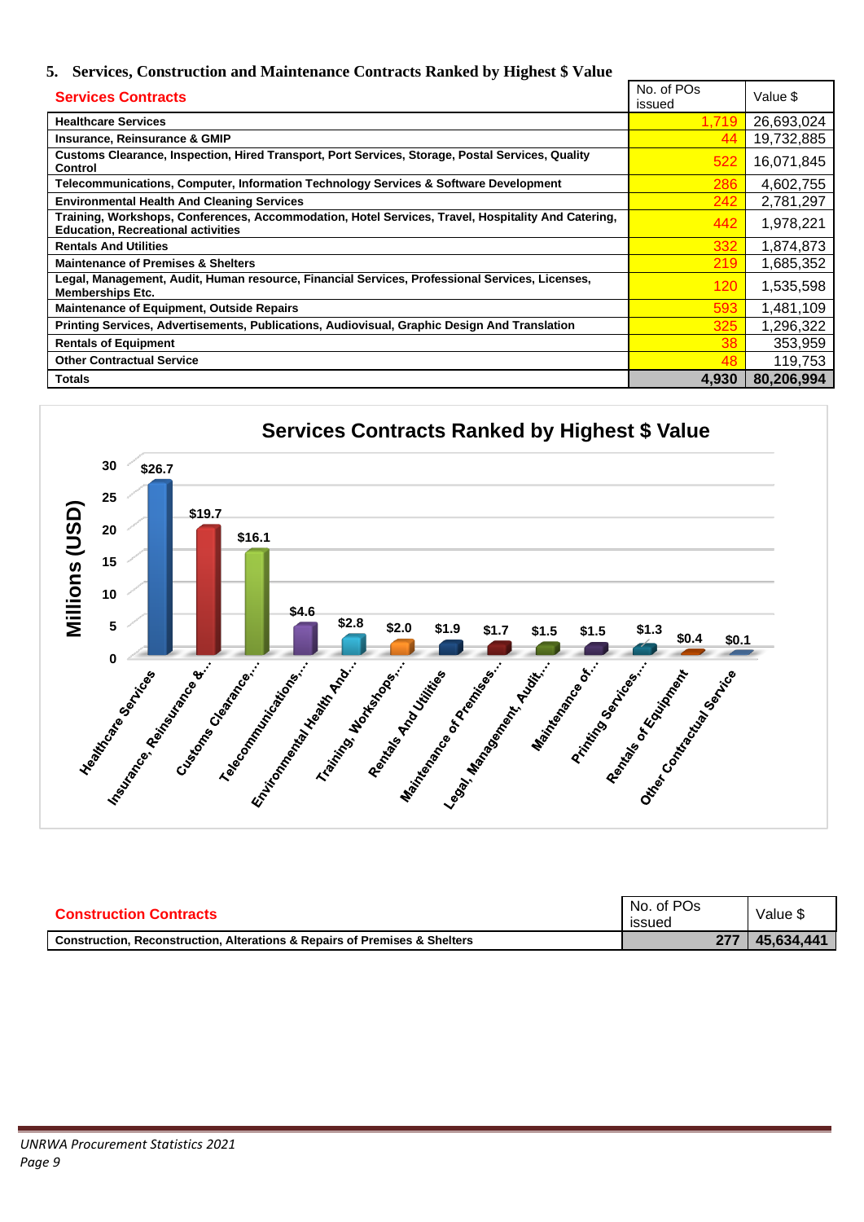## 5. Services, Construction and Maintenance Contracts Ranked by Highest $ Value

| Services Contracts | No. of POs issued | Value $ |
|---|---|---|
| **Healthcare Services** | 1,719 | 26,693,024 |
| **Insurance, Reinsurance & GMIP** | 44 | 19,732,885 |
| **Customs Clearance, Inspection, Hired Transport, Port Services, Storage, Postal Services, Quality Control** | 522 | 16,071,845 |
| **Telecommunications, Computer, Information Technology Services & Software Development** | 286 | 4,602,755 |
| **Environmental Health And Cleaning Services** | 242 | 2,781,297 |
| **Training, Workshops, Conferences, Accommodation, Hotel Services, Travel, Hospitality And Catering, Education, Recreational activities** | 442 | 1,978,221 |
| **Rentals And Utilities** | 332 | 1,874,873 |
| **Maintenance of Premises & Shelters** | 219 | 1,685,352 |
| **Legal, Management, Audit, Human resource, Financial Services, Professional Services, Licenses, Memberships Etc.** | 120 | 1,535,598 |
| **Maintenance of Equipment, Outside Repairs** | 593 | 1,481,109 |
| **Printing Services, Advertisements, Publications, Audiovisual, Graphic Design And Translation** | 325 | 1,296,322 |
| **Rentals of Equipment** | 38 | 353,959 |
| **Other Contractual Service** | 48 | 119,753 |
| **Totals** | **4,930** | **80,206,994** |

Services Contracts Ranked by Highest $ Value

Millions (USD)

30
25
20
15
10
5
0

$26.7 $19.7 $16.1 $4.6 $2.8 $2.0 $1.9 $1.7 $1.5 $1.5 $1.3 $0.4 $0.1

Healthcare Services
Insurance, Reinsurance &...
Customs Clearance,...
Telecommunications,...
Environmental Health And...
Training, Workshops,...
Rentals And Utilities
Maintenance of Premises...
Legal, Management, Audit,...
Maintenance of...
Printing Services,...
Rentals of Equipment
Other Contractual Service

| Construction Contracts | No. of POs issued | Value $ |
|---|---|---|
| **Construction, Reconstruction, Alterations & Repairs of Premises & Shelters** | **277** | **45,634,441** |